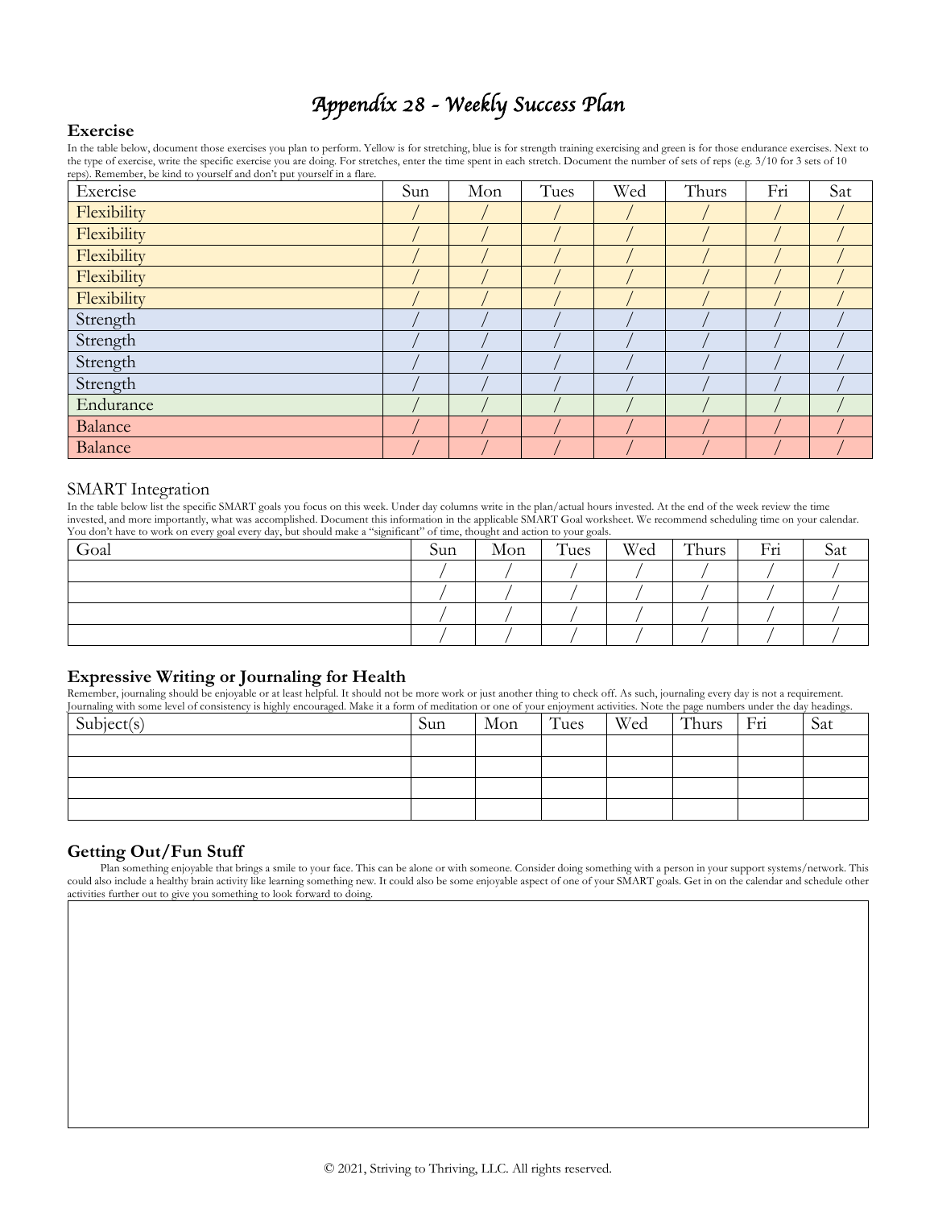# Appendix 28 - Weekly Success Plan

## Exercise

In the table below, document those exercises you plan to perform. Yellow is for stretching, blue is for strength training exercising and green is for those endurance exercises. Next to the type of exercise, write the specific exercise you are doing. For stretches, enter the time spent in each stretch. Document the number of sets of reps (e.g. 3/10 for 3 sets of 10 reps). Remember, be kind to yourself and don't put yourself in a flare.

| Exercise | Sun | Mon | Tues | Wed | Thurs | Fri | Sat |
|---|---|---|---|---|---|---|---|
| Flexibility | / | / | / | / | / | / | / |
| Flexibility | / | / | / | / | / | / | / |
| Flexibility | / | / | / | / | / | / | / |
| Flexibility | / | / | / | / | / | / | / |
| Flexibility | / | / | / | / | / | / | / |
| Strength | / | / | / | / | / | / | / |
| Strength | / | / | / | / | / | / | / |
| Strength | / | / | / | / | / | / | / |
| Strength | / | / | / | / | / | / | / |
| Endurance | / | / | / | / | / | / | / |
| Balance | / | / | / | / | / | / | / |
| Balance | / | / | / | / | / | / | / |

## SMART Integration

In the table below list the specific SMART goals you focus on this week. Under day columns write in the plan/actual hours invested. At the end of the week review the time invested, and more importantly, what was accomplished. Document this information in the applicable SMART Goal worksheet. We recommend scheduling time on your calendar. You don't have to work on every goal every day, but should make a "significant" of time, thought and action to your goals.

| Goal | Sun | Mon | Tues | Wed | Thurs | Fri | Sat |
|---|---|---|---|---|---|---|---|
| | / | / | / | / | / | / | / |
| | / | / | / | / | / | / | / |
| | / | / | / | / | / | / | / |
| | / | / | / | / | / | / | / |

## Expressive Writing or Journaling for Health

Remember, journaling should be enjoyable or at least helpful. It should not be more work or just another thing to check off. As such, journaling every day is not a requirement. Journaling with some level of consistency is highly encouraged. Make it a form of meditation or one of your enjoyment activities. Note the page numbers under the day headings.

| Subject(s) | Sun | Mon | Tues | Wed | Thurs | Fri | Sat |
|---|---|---|---|---|---|---|---|
| | | | | | | | |
| | | | | | | | |
| | | | | | | | |
| | | | | | | | |

## Getting Out/Fun Stuff

Plan something enjoyable that brings a smile to your face. This can be alone or with someone. Consider doing something with a person in your support systems/network. This could also include a healthy brain activity like learning something new. It could also be some enjoyable aspect of one of your SMART goals. Get in on the calendar and schedule other activities further out to give you something to look forward to doing.

© 2021, Striving to Thriving, LLC. All rights reserved.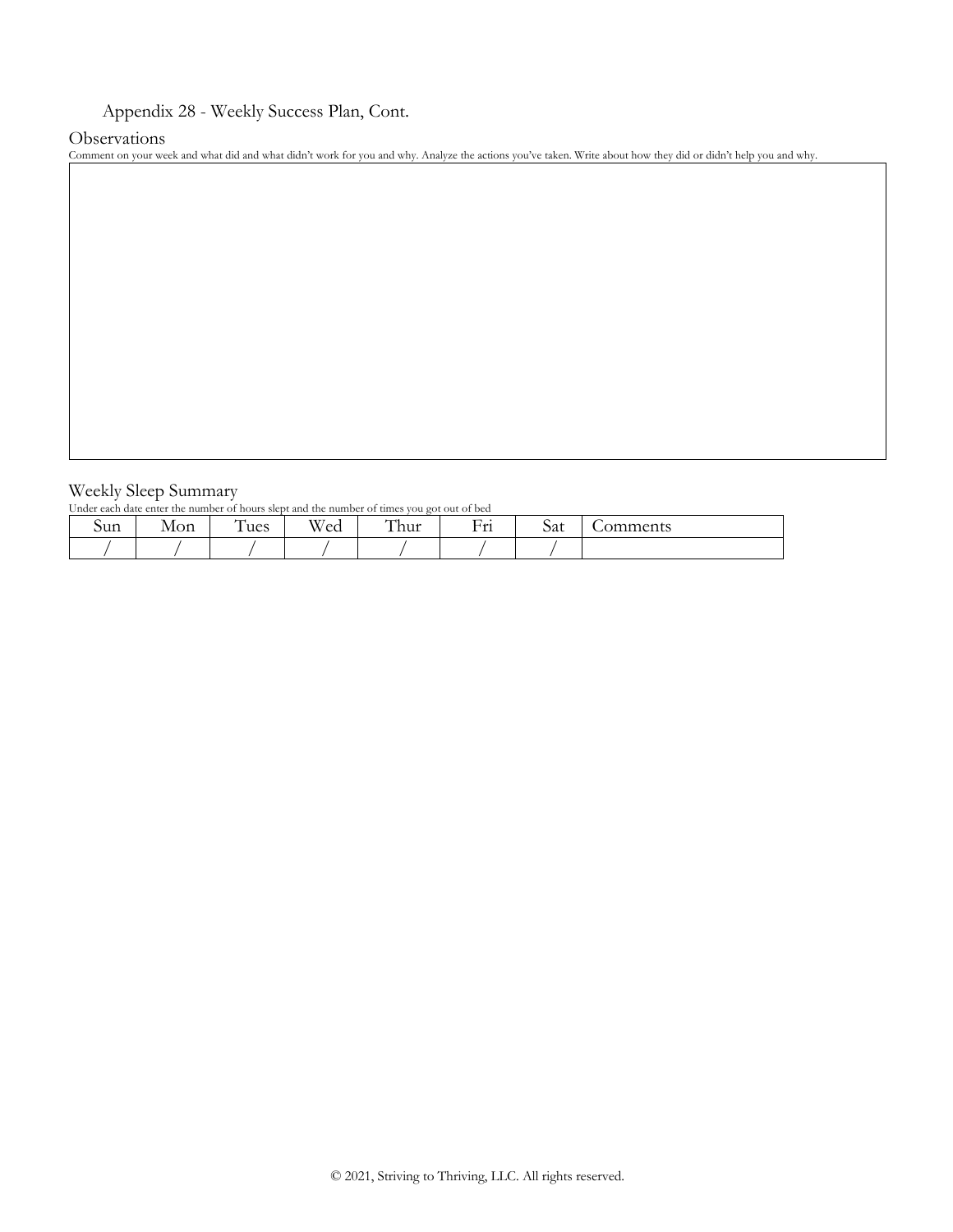Appendix 28 - Weekly Success Plan, Cont.

## Observations

Comment on your week and what did and what didn't work for you and why. Analyze the actions you've taken. Write about how they did or didn't help you and why.

## Weekly Sleep Summary

Under each date enter the number of hours slept and the number of times you got out of bed

| Sun | Mon | Tues | Wed | Thur | Fri | Sat | Comments |
|---|---|---|---|---|---|---|---|
| / | / | / | / | / | / | / | |

© 2021, Striving to Thriving, LLC. All rights reserved.